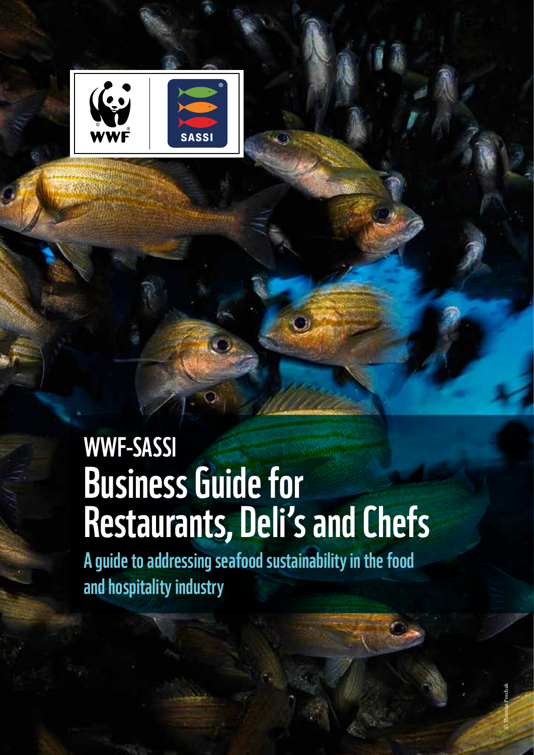# WWF-SASSI

# Business Guide for Restaurants, Deli's and Chefs

## A guide to addressing seafood sustainability in the food and hospitality industry

© Thomas Peschak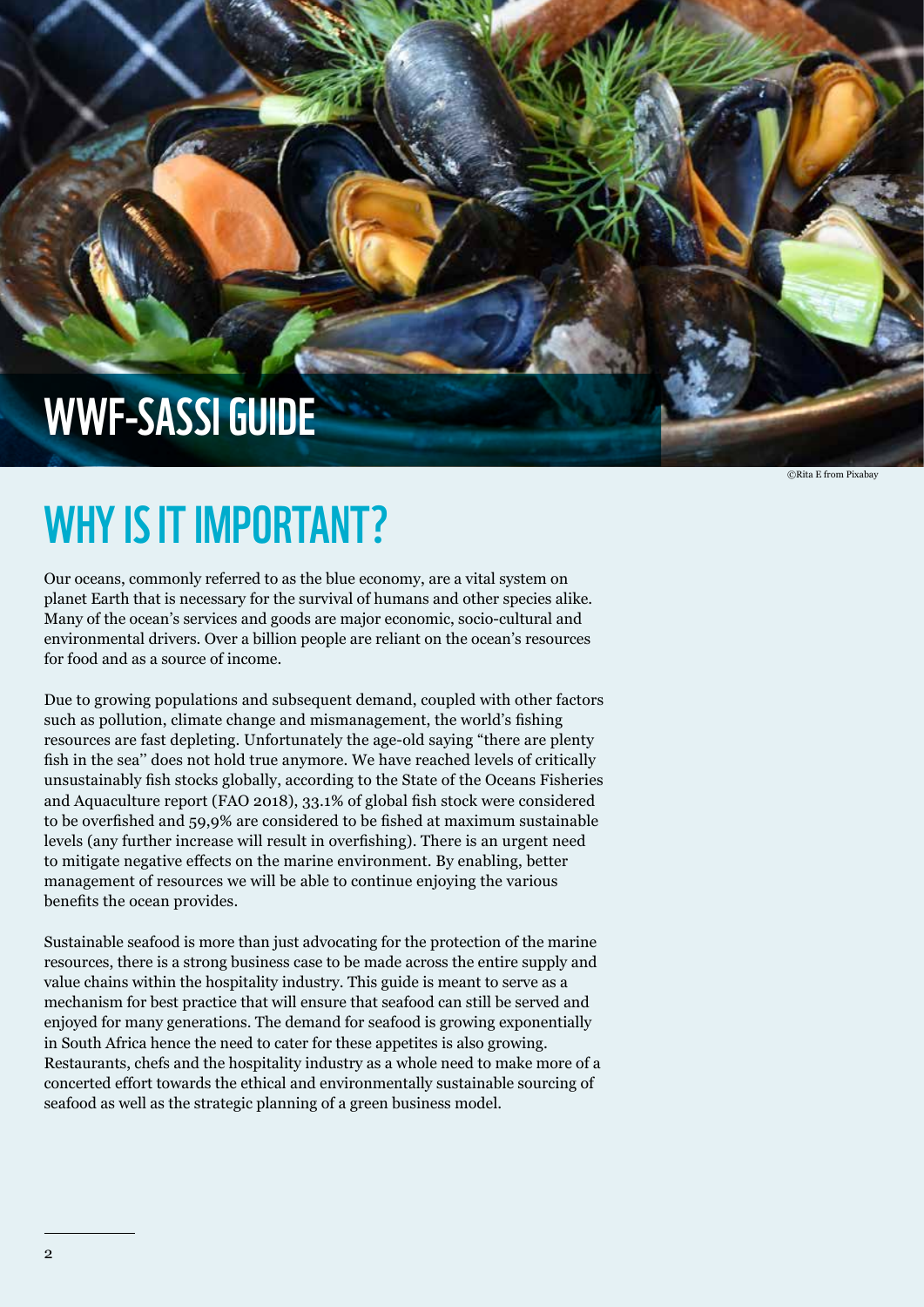# WWF-SASSI GUIDE

©Rita E from Pixabay

## WHY IS IT IMPORTANT?

Our oceans, commonly referred to as the blue economy, are a vital system on planet Earth that is necessary for the survival of humans and other species alike. Many of the ocean's services and goods are major economic, socio-cultural and environmental drivers. Over a billion people are reliant on the ocean's resources for food and as a source of income.

Due to growing populations and subsequent demand, coupled with other factors such as pollution, climate change and mismanagement, the world's fishing resources are fast depleting. Unfortunately the age-old saying "there are plenty fish in the sea" does not hold true anymore. We have reached levels of critically unsustainably fish stocks globally, according to the State of the Oceans Fisheries and Aquaculture report (FAO 2018), 33.1% of global fish stock were considered to be overfished and 59,9% are considered to be fished at maximum sustainable levels (any further increase will result in overfishing). There is an urgent need to mitigate negative effects on the marine environment. By enabling, better management of resources we will be able to continue enjoying the various benefits the ocean provides.

Sustainable seafood is more than just advocating for the protection of the marine resources, there is a strong business case to be made across the entire supply and value chains within the hospitality industry. This guide is meant to serve as a mechanism for best practice that will ensure that seafood can still be served and enjoyed for many generations. The demand for seafood is growing exponentially in South Africa hence the need to cater for these appetites is also growing. Restaurants, chefs and the hospitality industry as a whole need to make more of a concerted effort towards the ethical and environmentally sustainable sourcing of seafood as well as the strategic planning of a green business model.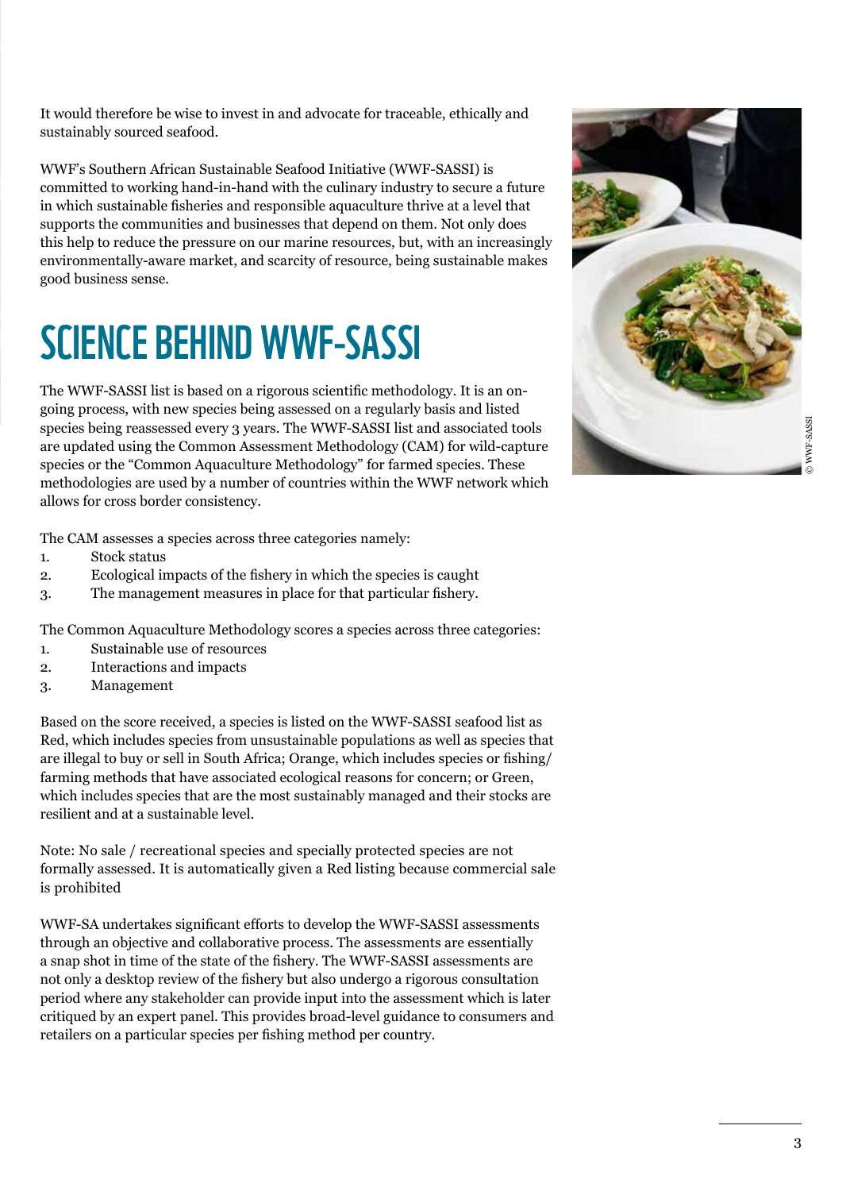It would therefore be wise to invest in and advocate for traceable, ethically and sustainably sourced seafood.

WWF's Southern African Sustainable Seafood Initiative (WWF-SASSI) is committed to working hand-in-hand with the culinary industry to secure a future in which sustainable fisheries and responsible aquaculture thrive at a level that supports the communities and businesses that depend on them. Not only does this help to reduce the pressure on our marine resources, but, with an increasingly environmentally-aware market, and scarcity of resource, being sustainable makes good business sense.

# SCIENCE BEHIND WWF-SASSI

The WWF-SASSI list is based on a rigorous scientific methodology. It is an on-going process, with new species being assessed on a regularly basis and listed species being reassessed every 3 years. The WWF-SASSI list and associated tools are updated using the Common Assessment Methodology (CAM) for wild-capture species or the "Common Aquaculture Methodology" for farmed species. These methodologies are used by a number of countries within the WWF network which allows for cross border consistency.

The CAM assesses a species across three categories namely:

1. Stock status
2. Ecological impacts of the fishery in which the species is caught
3. The management measures in place for that particular fishery.

The Common Aquaculture Methodology scores a species across three categories:

1. Sustainable use of resources
2. Interactions and impacts
3. Management

Based on the score received, a species is listed on the WWF-SASSI seafood list as Red, which includes species from unsustainable populations as well as species that are illegal to buy or sell in South Africa; Orange, which includes species or fishing/ farming methods that have associated ecological reasons for concern; or Green, which includes species that are the most sustainably managed and their stocks are resilient and at a sustainable level.

Note: No sale / recreational species and specially protected species are not formally assessed. It is automatically given a Red listing because commercial sale is prohibited

WWF-SA undertakes significant efforts to develop the WWF-SASSI assessments through an objective and collaborative process. The assessments are essentially a snap shot in time of the state of the fishery. The WWF-SASSI assessments are not only a desktop review of the fishery but also undergo a rigorous consultation period where any stakeholder can provide input into the assessment which is later critiqued by an expert panel. This provides broad-level guidance to consumers and retailers on a particular species per fishing method per country.

© WWF-SASSI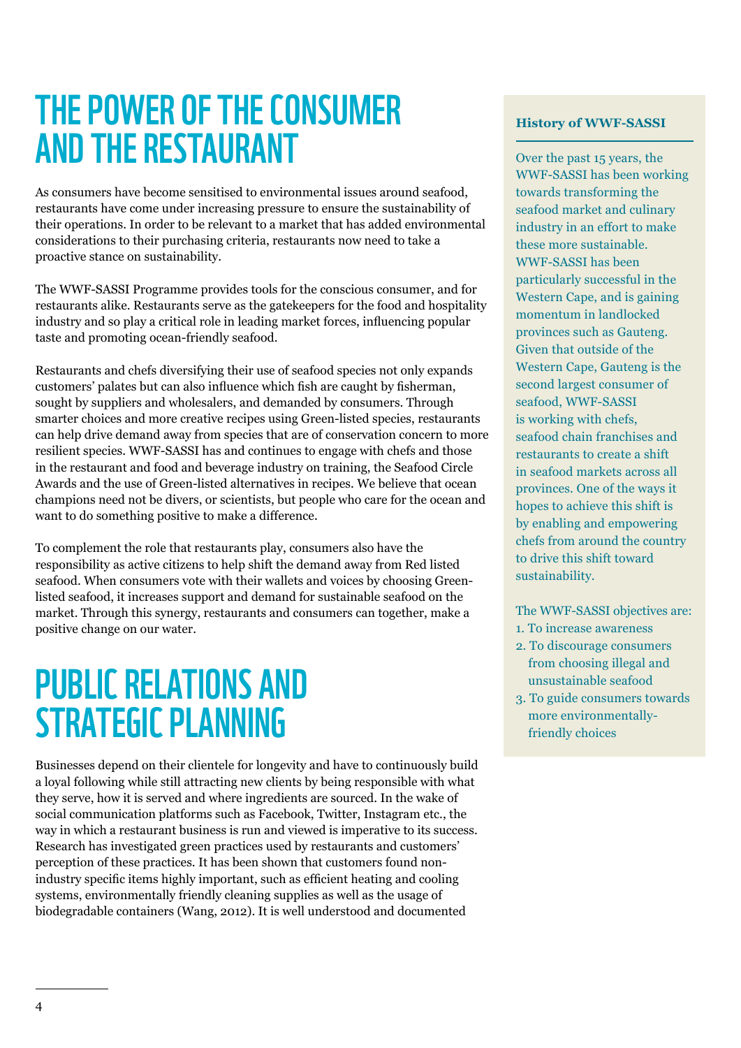# THE POWER OF THE CONSUMER AND THE RESTAURANT

As consumers have become sensitised to environmental issues around seafood, restaurants have come under increasing pressure to ensure the sustainability of their operations. In order to be relevant to a market that has added environmental considerations to their purchasing criteria, restaurants now need to take a proactive stance on sustainability.

The WWF-SASSI Programme provides tools for the conscious consumer, and for restaurants alike. Restaurants serve as the gatekeepers for the food and hospitality industry and so play a critical role in leading market forces, influencing popular taste and promoting ocean-friendly seafood.

Restaurants and chefs diversifying their use of seafood species not only expands customers' palates but can also influence which fish are caught by fisherman, sought by suppliers and wholesalers, and demanded by consumers. Through smarter choices and more creative recipes using Green-listed species, restaurants can help drive demand away from species that are of conservation concern to more resilient species. WWF-SASSI has and continues to engage with chefs and those in the restaurant and food and beverage industry on training, the Seafood Circle Awards and the use of Green-listed alternatives in recipes. We believe that ocean champions need not be divers, or scientists, but people who care for the ocean and want to do something positive to make a difference.

To complement the role that restaurants play, consumers also have the responsibility as active citizens to help shift the demand away from Red listed seafood. When consumers vote with their wallets and voices by choosing Green-listed seafood, it increases support and demand for sustainable seafood on the market. Through this synergy, restaurants and consumers can together, make a positive change on our water.

**History of WWF-SASSI**

Over the past 15 years, the WWF-SASSI has been working towards transforming the seafood market and culinary industry in an effort to make these more sustainable. WWF-SASSI has been particularly successful in the Western Cape, and is gaining momentum in landlocked provinces such as Gauteng. Given that outside of the Western Cape, Gauteng is the second largest consumer of seafood, WWF-SASSI is working with chefs, seafood chain franchises and restaurants to create a shift in seafood markets across all provinces. One of the ways it hopes to achieve this shift is by enabling and empowering chefs from around the country to drive this shift toward sustainability.

The WWF-SASSI objectives are:

1. To increase awareness
2. To discourage consumers from choosing illegal and unsustainable seafood
3. To guide consumers towards more environmentally-friendly choices

# PUBLIC RELATIONS AND STRATEGIC PLANNING

Businesses depend on their clientele for longevity and have to continuously build a loyal following while still attracting new clients by being responsible with what they serve, how it is served and where ingredients are sourced. In the wake of social communication platforms such as Facebook, Twitter, Instagram etc., the way in which a restaurant business is run and viewed is imperative to its success. Research has investigated green practices used by restaurants and customers' perception of these practices. It has been shown that customers found non-industry specific items highly important, such as efficient heating and cooling systems, environmentally friendly cleaning supplies as well as the usage of biodegradable containers (Wang, 2012). It is well understood and documented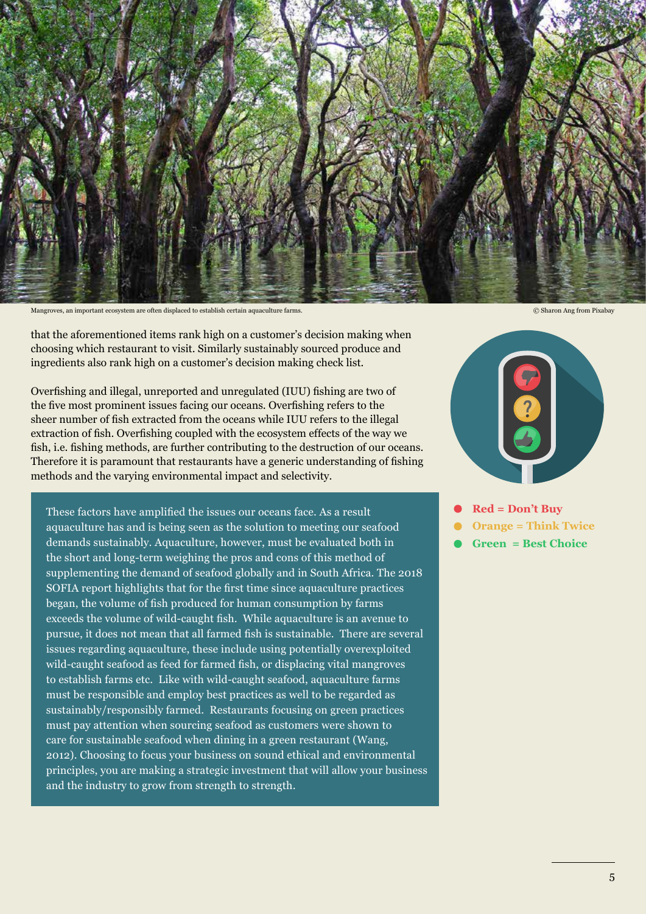Mangroves, an important ecosystem are often displaced to establish certain aquaculture farms. © Sharon Ang from Pixabay

that the aforementioned items rank high on a customer's decision making when choosing which restaurant to visit. Similarly sustainably sourced produce and ingredients also rank high on a customer's decision making check list.

Overfishing and illegal, unreported and unregulated (IUU) fishing are two of the five most prominent issues facing our oceans. Overfishing refers to the sheer number of fish extracted from the oceans while IUU refers to the illegal extraction of fish. Overfishing coupled with the ecosystem effects of the way we fish, i.e. fishing methods, are further contributing to the destruction of our oceans. Therefore it is paramount that restaurants have a generic understanding of fishing methods and the varying environmental impact and selectivity.

These factors have amplified the issues our oceans face. As a result aquaculture has and is being seen as the solution to meeting our seafood demands sustainably. Aquaculture, however, must be evaluated both in the short and long-term weighing the pros and cons of this method of supplementing the demand of seafood globally and in South Africa. The 2018 SOFIA report highlights that for the first time since aquaculture practices began, the volume of fish produced for human consumption by farms exceeds the volume of wild-caught fish. While aquaculture is an avenue to pursue, it does not mean that all farmed fish is sustainable. There are several issues regarding aquaculture, these include using potentially overexploited wild-caught seafood as feed for farmed fish, or displacing vital mangroves to establish farms etc. Like with wild-caught seafood, aquaculture farms must be responsible and employ best practices as well to be regarded as sustainably/responsibly farmed. Restaurants focusing on green practices must pay attention when sourcing seafood as customers were shown to care for sustainable seafood when dining in a green restaurant (Wang, 2012). Choosing to focus your business on sound ethical and environmental principles, you are making a strategic investment that will allow your business and the industry to grow from strength to strength.

- **Red = Don't Buy**
- **Orange = Think Twice**
- **Green = Best Choice**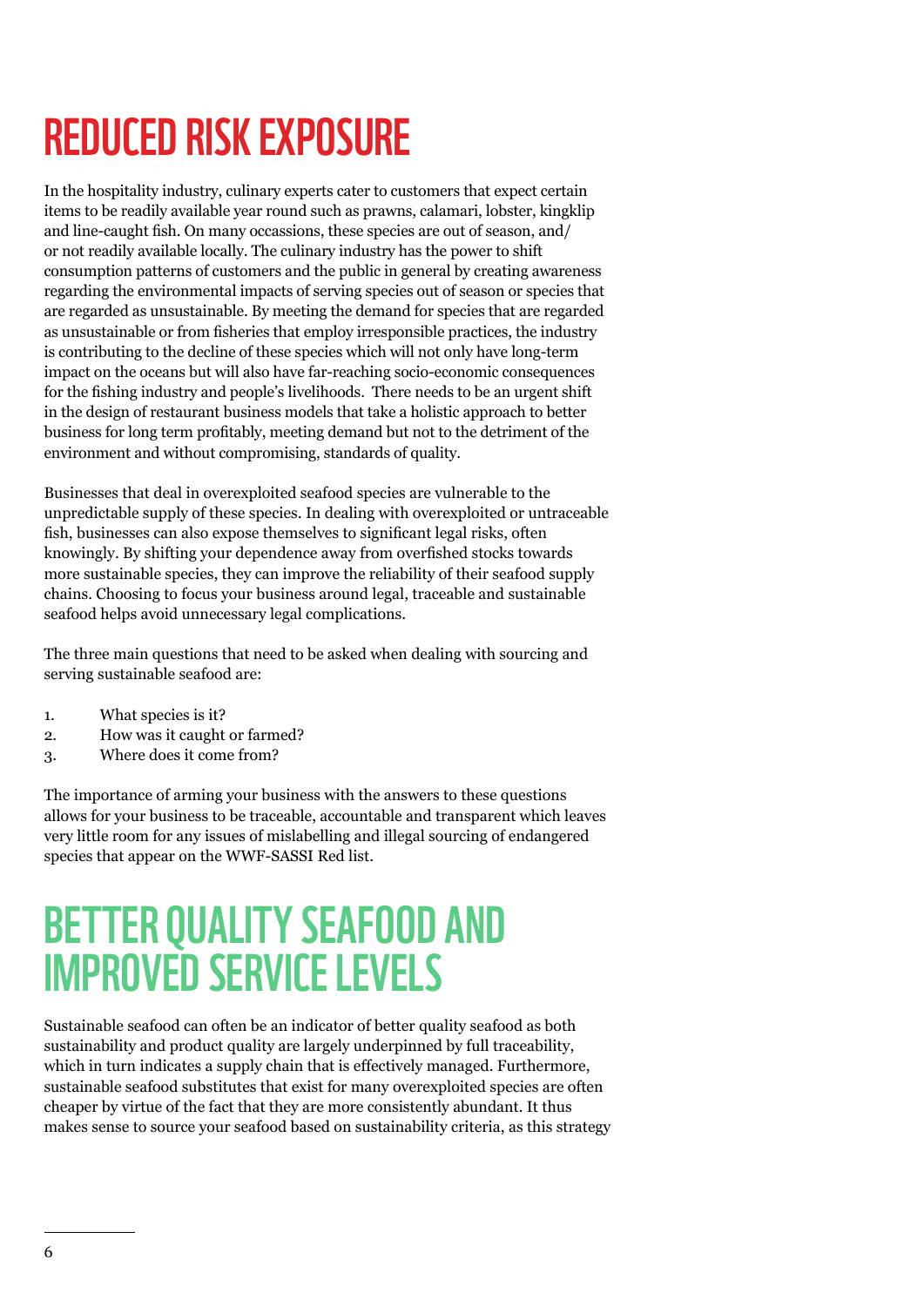# REDUCED RISK EXPOSURE

In the hospitality industry, culinary experts cater to customers that expect certain items to be readily available year round such as prawns, calamari, lobster, kingklip and line-caught fish. On many occassions, these species are out of season, and/ or not readily available locally. The culinary industry has the power to shift consumption patterns of customers and the public in general by creating awareness regarding the environmental impacts of serving species out of season or species that are regarded as unsustainable. By meeting the demand for species that are regarded as unsustainable or from fisheries that employ irresponsible practices, the industry is contributing to the decline of these species which will not only have long-term impact on the oceans but will also have far-reaching socio-economic consequences for the fishing industry and people's livelihoods. There needs to be an urgent shift in the design of restaurant business models that take a holistic approach to better business for long term profitably, meeting demand but not to the detriment of the environment and without compromising, standards of quality.

Businesses that deal in overexploited seafood species are vulnerable to the unpredictable supply of these species. In dealing with overexploited or untraceable fish, businesses can also expose themselves to significant legal risks, often knowingly. By shifting your dependence away from overfished stocks towards more sustainable species, they can improve the reliability of their seafood supply chains. Choosing to focus your business around legal, traceable and sustainable seafood helps avoid unnecessary legal complications.

The three main questions that need to be asked when dealing with sourcing and serving sustainable seafood are:

1. What species is it?
2. How was it caught or farmed?
3. Where does it come from?

The importance of arming your business with the answers to these questions allows for your business to be traceable, accountable and transparent which leaves very little room for any issues of mislabelling and illegal sourcing of endangered species that appear on the WWF-SASSI Red list.

# BETTER QUALITY SEAFOOD AND IMPROVED SERVICE LEVELS

Sustainable seafood can often be an indicator of better quality seafood as both sustainability and product quality are largely underpinned by full traceability, which in turn indicates a supply chain that is effectively managed. Furthermore, sustainable seafood substitutes that exist for many overexploited species are often cheaper by virtue of the fact that they are more consistently abundant. It thus makes sense to source your seafood based on sustainability criteria, as this strategy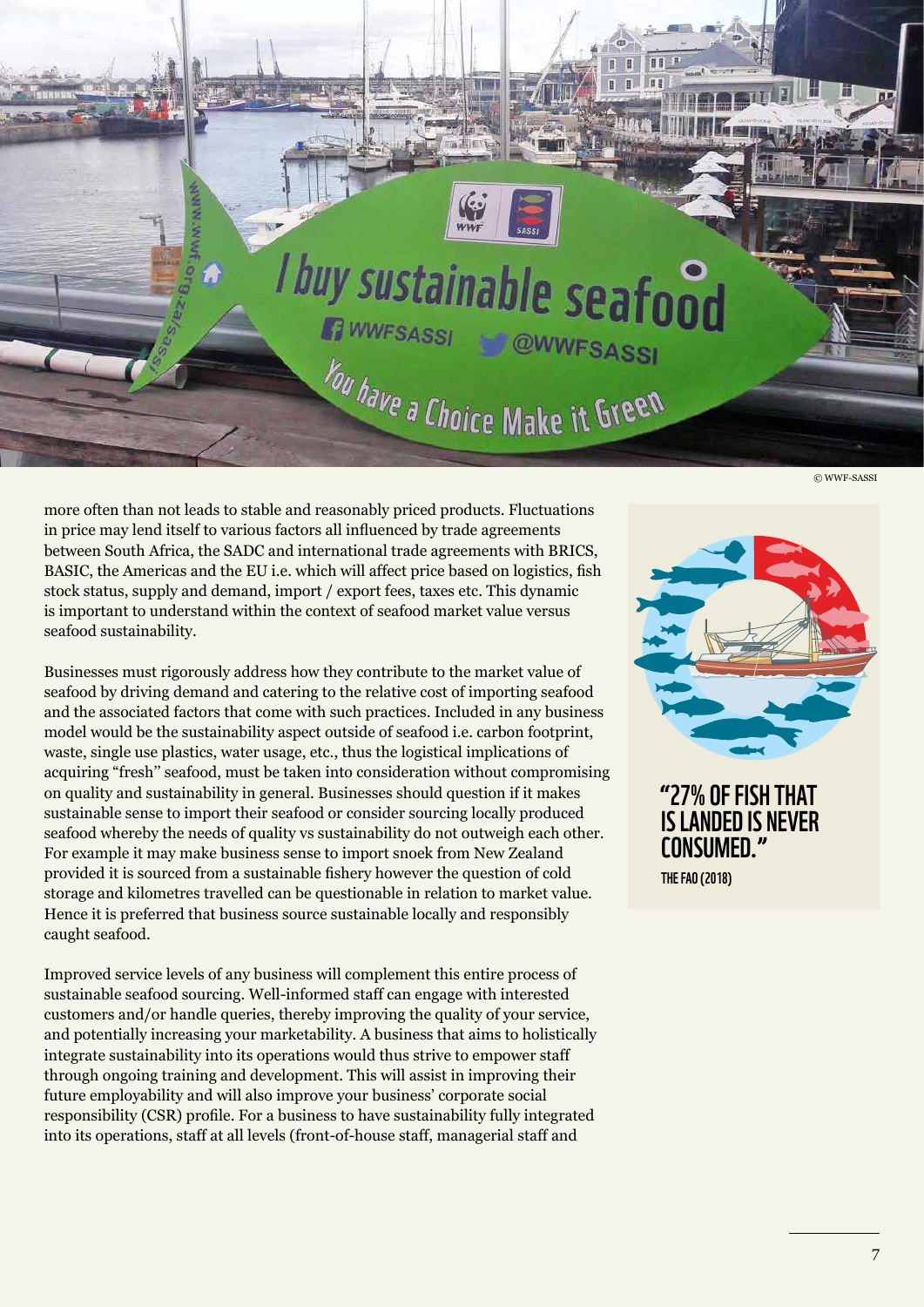© WWF-SASSI

more often than not leads to stable and reasonably priced products. Fluctuations in price may lend itself to various factors all influenced by trade agreements between South Africa, the SADC and international trade agreements with BRICS, BASIC, the Americas and the EU i.e. which will affect price based on logistics, fish stock status, supply and demand, import / export fees, taxes etc. This dynamic is important to understand within the context of seafood market value versus seafood sustainability.

Businesses must rigorously address how they contribute to the market value of seafood by driving demand and catering to the relative cost of importing seafood and the associated factors that come with such practices. Included in any business model would be the sustainability aspect outside of seafood i.e. carbon footprint, waste, single use plastics, water usage, etc., thus the logistical implications of acquiring "fresh" seafood, must be taken into consideration without compromising on quality and sustainability in general. Businesses should question if it makes sustainable sense to import their seafood or consider sourcing locally produced seafood whereby the needs of quality vs sustainability do not outweigh each other. For example it may make business sense to import snoek from New Zealand provided it is sourced from a sustainable fishery however the question of cold storage and kilometres travelled can be questionable in relation to market value. Hence it is preferred that business source sustainable locally and responsibly caught seafood.

**"27% OF FISH THAT IS LANDED IS NEVER CONSUMED."**

**THE FAO (2018)**

Improved service levels of any business will complement this entire process of sustainable seafood sourcing. Well-informed staff can engage with interested customers and/or handle queries, thereby improving the quality of your service, and potentially increasing your marketability. A business that aims to holistically integrate sustainability into its operations would thus strive to empower staff through ongoing training and development. This will assist in improving their future employability and will also improve your business' corporate social responsibility (CSR) profile. For a business to have sustainability fully integrated into its operations, staff at all levels (front-of-house staff, managerial staff and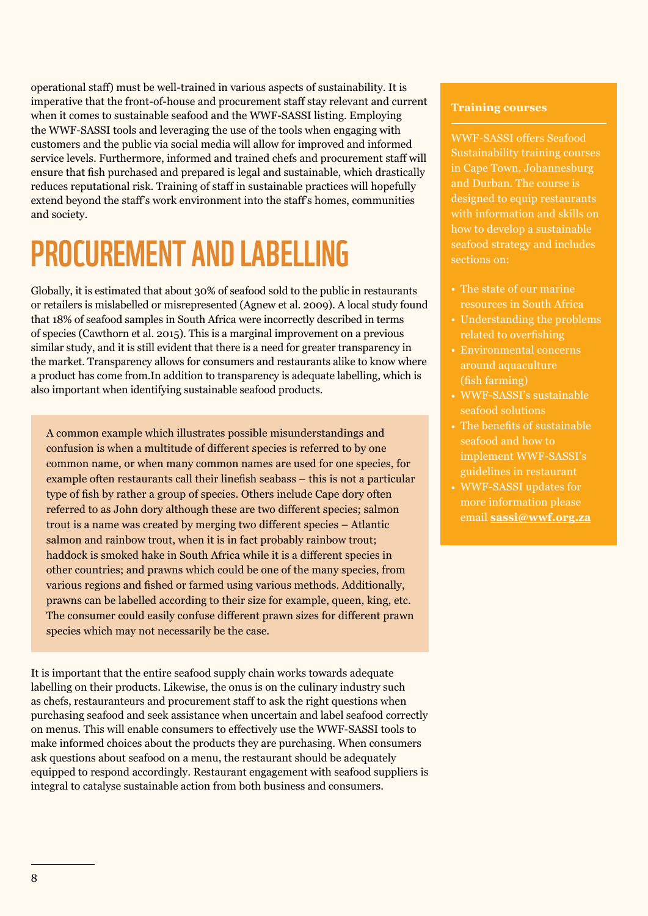operational staff) must be well-trained in various aspects of sustainability. It is imperative that the front-of-house and procurement staff stay relevant and current when it comes to sustainable seafood and the WWF-SASSI listing. Employing the WWF-SASSI tools and leveraging the use of the tools when engaging with customers and the public via social media will allow for improved and informed service levels. Furthermore, informed and trained chefs and procurement staff will ensure that fish purchased and prepared is legal and sustainable, which drastically reduces reputational risk. Training of staff in sustainable practices will hopefully extend beyond the staff's work environment into the staff's homes, communities and society.

## PROCUREMENT AND LABELLING

Globally, it is estimated that about 30% of seafood sold to the public in restaurants or retailers is mislabelled or misrepresented (Agnew et al. 2009). A local study found that 18% of seafood samples in South Africa were incorrectly described in terms of species (Cawthorn et al. 2015). This is a marginal improvement on a previous similar study, and it is still evident that there is a need for greater transparency in the market. Transparency allows for consumers and restaurants alike to know where a product has come from.In addition to transparency is adequate labelling, which is also important when identifying sustainable seafood products.

> A common example which illustrates possible misunderstandings and confusion is when a multitude of different species is referred to by one common name, or when many common names are used for one species, for example often restaurants call their linefish seabass – this is not a particular type of fish by rather a group of species. Others include Cape dory often referred to as John dory although these are two different species; salmon trout is a name was created by merging two different species – Atlantic salmon and rainbow trout, when it is in fact probably rainbow trout; haddock is smoked hake in South Africa while it is a different species in other countries; and prawns which could be one of the many species, from various regions and fished or farmed using various methods. Additionally, prawns can be labelled according to their size for example, queen, king, etc. The consumer could easily confuse different prawn sizes for different prawn species which may not necessarily be the case.

It is important that the entire seafood supply chain works towards adequate labelling on their products. Likewise, the onus is on the culinary industry such as chefs, restauranteurs and procurement staff to ask the right questions when purchasing seafood and seek assistance when uncertain and label seafood correctly on menus. This will enable consumers to effectively use the WWF-SASSI tools to make informed choices about the products they are purchasing. When consumers ask questions about seafood on a menu, the restaurant should be adequately equipped to respond accordingly. Restaurant engagement with seafood suppliers is integral to catalyse sustainable action from both business and consumers.

### Training courses

WWF-SASSI offers Seafood Sustainability training courses in Cape Town, Johannesburg and Durban. The course is designed to equip restaurants with information and skills on how to develop a sustainable seafood strategy and includes sections on:

- The state of our marine resources in South Africa
- Understanding the problems related to overfishing
- Environmental concerns around aquaculture (fish farming)
- WWF-SASSI's sustainable seafood solutions
- The benefits of sustainable seafood and how to implement WWF-SASSI's guidelines in restaurant
- WWF-SASSI updates for more information please email **sassi@wwf.org.za**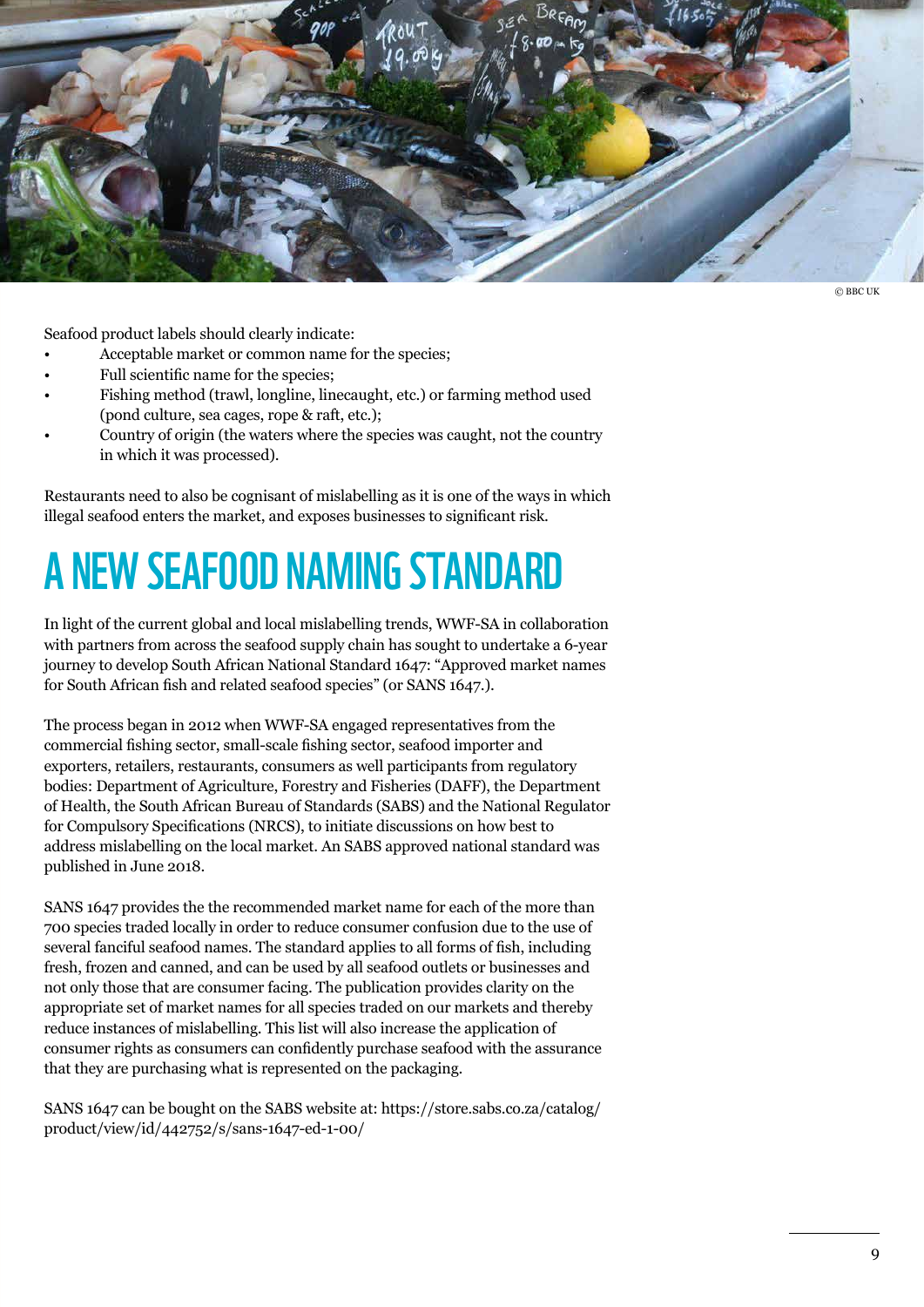© BBC UK

Seafood product labels should clearly indicate:

- Acceptable market or common name for the species;
- Full scientific name for the species;
- Fishing method (trawl, longline, linecaught, etc.) or farming method used (pond culture, sea cages, rope & raft, etc.);
- Country of origin (the waters where the species was caught, not the country in which it was processed).

Restaurants need to also be cognisant of mislabelling as it is one of the ways in which illegal seafood enters the market, and exposes businesses to significant risk.

# A NEW SEAFOOD NAMING STANDARD

In light of the current global and local mislabelling trends, WWF-SA in collaboration with partners from across the seafood supply chain has sought to undertake a 6-year journey to develop South African National Standard 1647: "Approved market names for South African fish and related seafood species" (or SANS 1647.).

The process began in 2012 when WWF-SA engaged representatives from the commercial fishing sector, small-scale fishing sector, seafood importer and exporters, retailers, restaurants, consumers as well participants from regulatory bodies: Department of Agriculture, Forestry and Fisheries (DAFF), the Department of Health, the South African Bureau of Standards (SABS) and the National Regulator for Compulsory Specifications (NRCS), to initiate discussions on how best to address mislabelling on the local market. An SABS approved national standard was published in June 2018.

SANS 1647 provides the the recommended market name for each of the more than 700 species traded locally in order to reduce consumer confusion due to the use of several fanciful seafood names. The standard applies to all forms of fish, including fresh, frozen and canned, and can be used by all seafood outlets or businesses and not only those that are consumer facing. The publication provides clarity on the appropriate set of market names for all species traded on our markets and thereby reduce instances of mislabelling. This list will also increase the application of consumer rights as consumers can confidently purchase seafood with the assurance that they are purchasing what is represented on the packaging.

SANS 1647 can be bought on the SABS website at: https://store.sabs.co.za/catalog/product/view/id/442752/s/sans-1647-ed-1-00/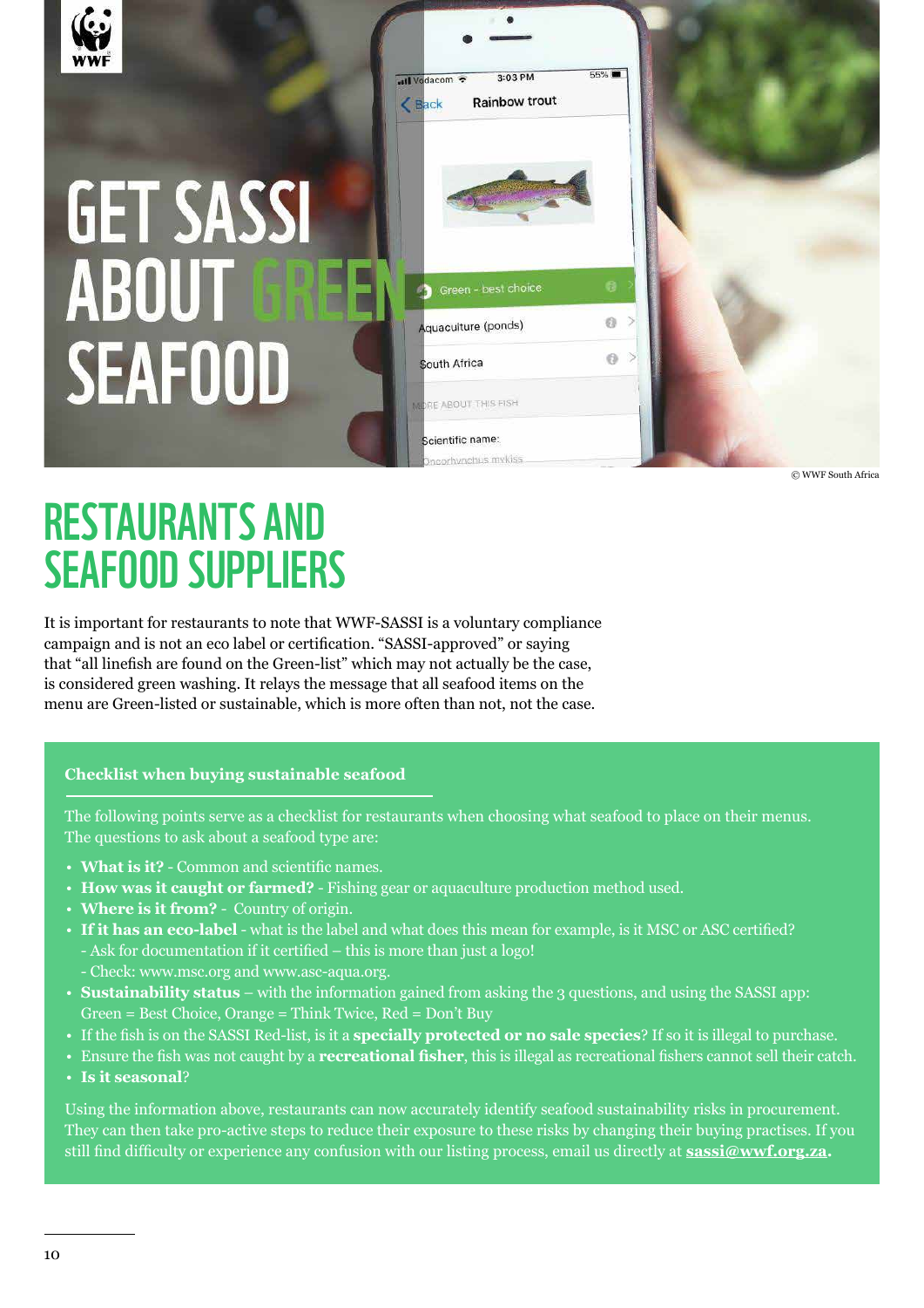# GET SASSI ABOUT GREEN SEAFOOD

© WWF South Africa

## RESTAURANTS AND SEAFOOD SUPPLIERS

It is important for restaurants to note that WWF-SASSI is a voluntary compliance campaign and is not an eco label or certification. "SASSI-approved" or saying that "all linefish are found on the Green-list" which may not actually be the case, is considered green washing. It relays the message that all seafood items on the menu are Green-listed or sustainable, which is more often than not, not the case.

### Checklist when buying sustainable seafood

The following points serve as a checklist for restaurants when choosing what seafood to place on their menus. The questions to ask about a seafood type are:

- **What is it?** - Common and scientific names.
- **How was it caught or farmed?** - Fishing gear or aquaculture production method used.
- **Where is it from?** - Country of origin.
- **If it has an eco-label** - what is the label and what does this mean for example, is it MSC or ASC certified?
  - Ask for documentation if it certified – this is more than just a logo!
  - Check: www.msc.org and www.asc-aqua.org.
- **Sustainability status** – with the information gained from asking the 3 questions, and using the SASSI app: Green = Best Choice, Orange = Think Twice, Red = Don't Buy
- If the fish is on the SASSI Red-list, is it a **specially protected or no sale species**? If so it is illegal to purchase.
- Ensure the fish was not caught by a **recreational fisher**, this is illegal as recreational fishers cannot sell their catch.
- **Is it seasonal**?

Using the information above, restaurants can now accurately identify seafood sustainability risks in procurement. They can then take pro-active steps to reduce their exposure to these risks by changing their buying practises. If you still find difficulty or experience any confusion with our listing process, email us directly at **sassi@wwf.org.za.**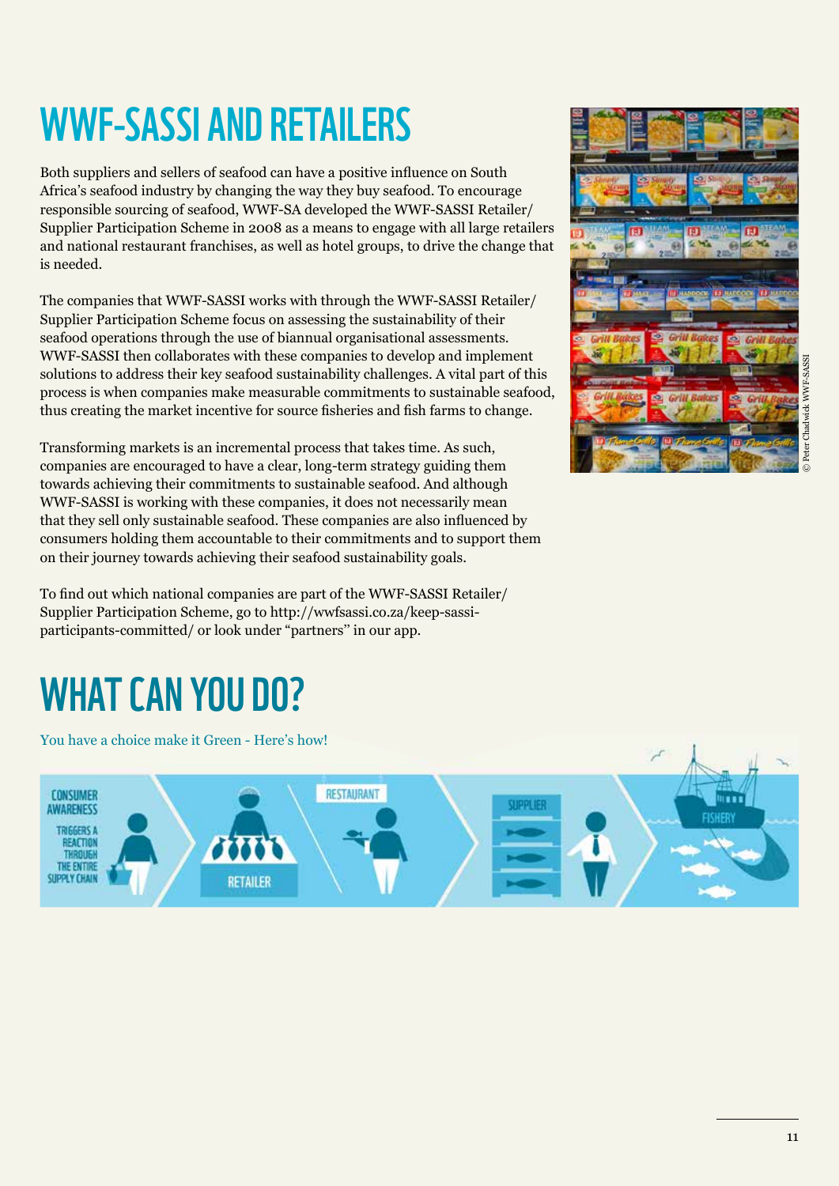# WWF-SASSI AND RETAILERS

Both suppliers and sellers of seafood can have a positive influence on South Africa's seafood industry by changing the way they buy seafood. To encourage responsible sourcing of seafood, WWF-SA developed the WWF-SASSI Retailer/Supplier Participation Scheme in 2008 as a means to engage with all large retailers and national restaurant franchises, as well as hotel groups, to drive the change that is needed.

The companies that WWF-SASSI works with through the WWF-SASSI Retailer/Supplier Participation Scheme focus on assessing the sustainability of their seafood operations through the use of biannual organisational assessments. WWF-SASSI then collaborates with these companies to develop and implement solutions to address their key seafood sustainability challenges. A vital part of this process is when companies make measurable commitments to sustainable seafood, thus creating the market incentive for source fisheries and fish farms to change.

Transforming markets is an incremental process that takes time. As such, companies are encouraged to have a clear, long-term strategy guiding them towards achieving their commitments to sustainable seafood. And although WWF-SASSI is working with these companies, it does not necessarily mean that they sell only sustainable seafood. These companies are also influenced by consumers holding them accountable to their commitments and to support them on their journey towards achieving their seafood sustainability goals.

To find out which national companies are part of the WWF-SASSI Retailer/Supplier Participation Scheme, go to http://wwfsassi.co.za/keep-sassi-participants-committed/ or look under "partners" in our app.

© Peter Chadwick WWF-SASSI

# WHAT CAN YOU DO?

You have a choice make it Green - Here's how!

CONSUMER AWARENESS TRIGGERS A REACTION THROUGH THE ENTIRE SUPPLY CHAIN

RETAILER

RESTAURANT

SUPPLIER

FISHERY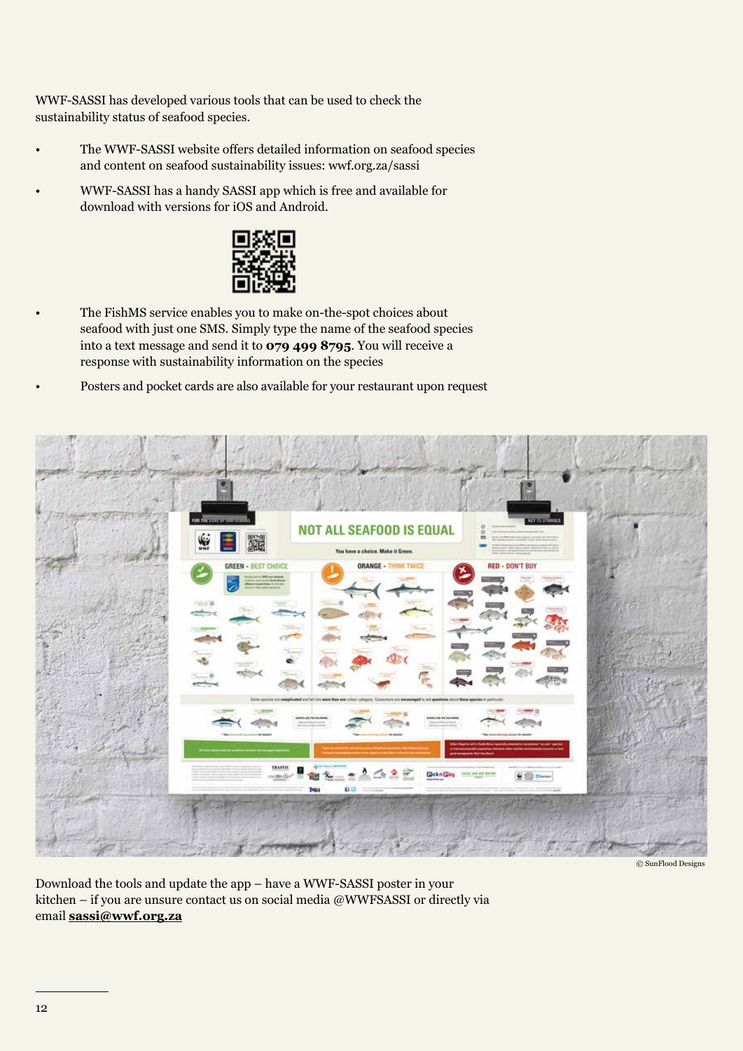WWF-SASSI has developed various tools that can be used to check the sustainability status of seafood species.

- The WWF-SASSI website offers detailed information on seafood species and content on seafood sustainability issues: wwf.org.za/sassi
- WWF-SASSI has a handy SASSI app which is free and available for download with versions for iOS and Android.
- The FishMS service enables you to make on-the-spot choices about seafood with just one SMS. Simply type the name of the seafood species into a text message and send it to **079 499 8795**. You will receive a response with sustainability information on the species
- Posters and pocket cards are also available for your restaurant upon request

© SunFlood Designs

Download the tools and update the app – have a WWF-SASSI poster in your kitchen – if you are unsure contact us on social media @WWFSASSI or directly via email **sassi@wwf.org.za**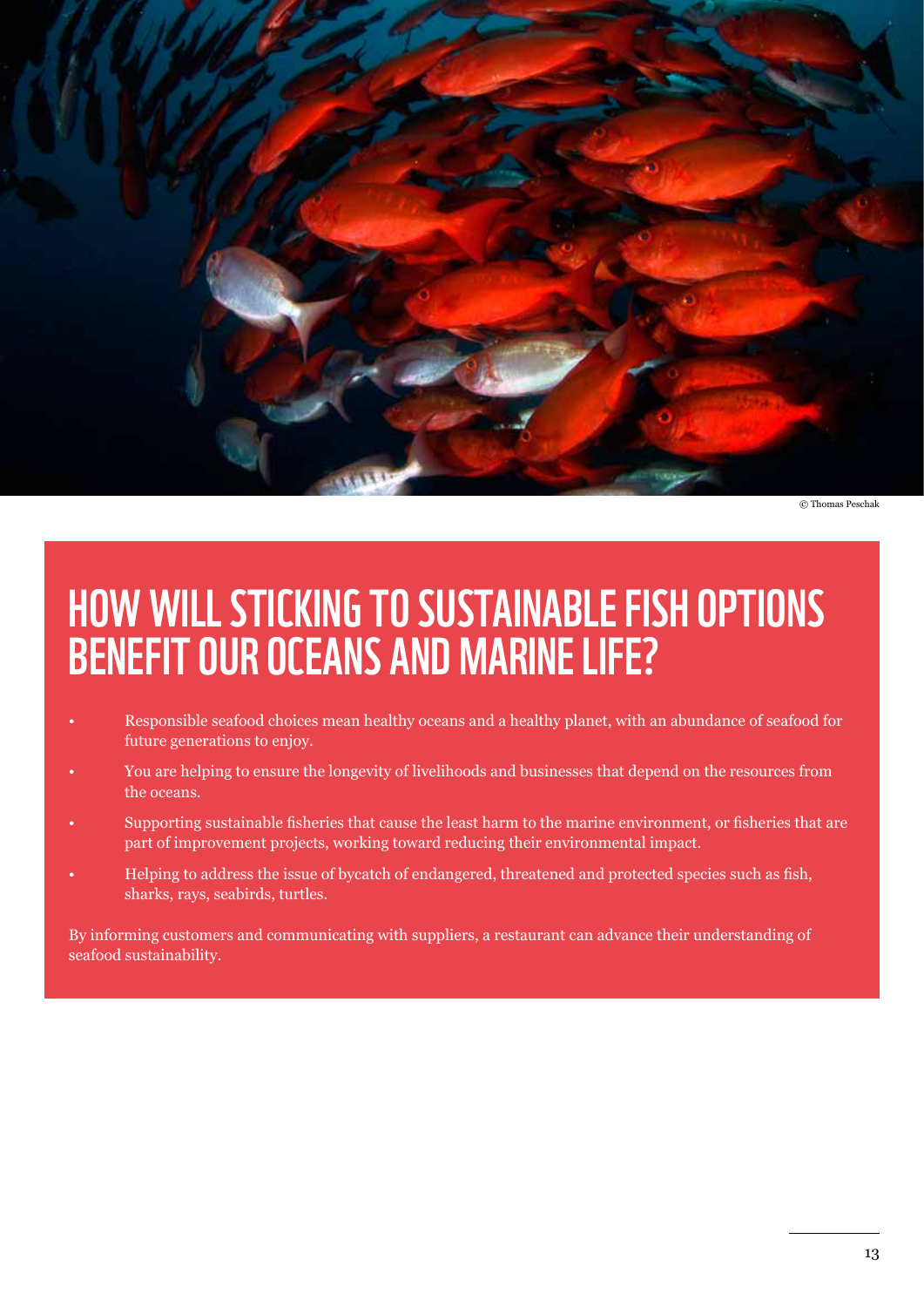© Thomas Peschak

# HOW WILL STICKING TO SUSTAINABLE FISH OPTIONS BENEFIT OUR OCEANS AND MARINE LIFE?

- Responsible seafood choices mean healthy oceans and a healthy planet, with an abundance of seafood for future generations to enjoy.
- You are helping to ensure the longevity of livelihoods and businesses that depend on the resources from the oceans.
- Supporting sustainable fisheries that cause the least harm to the marine environment, or fisheries that are part of improvement projects, working toward reducing their environmental impact.
- Helping to address the issue of bycatch of endangered, threatened and protected species such as fish, sharks, rays, seabirds, turtles.

By informing customers and communicating with suppliers, a restaurant can advance their understanding of seafood sustainability.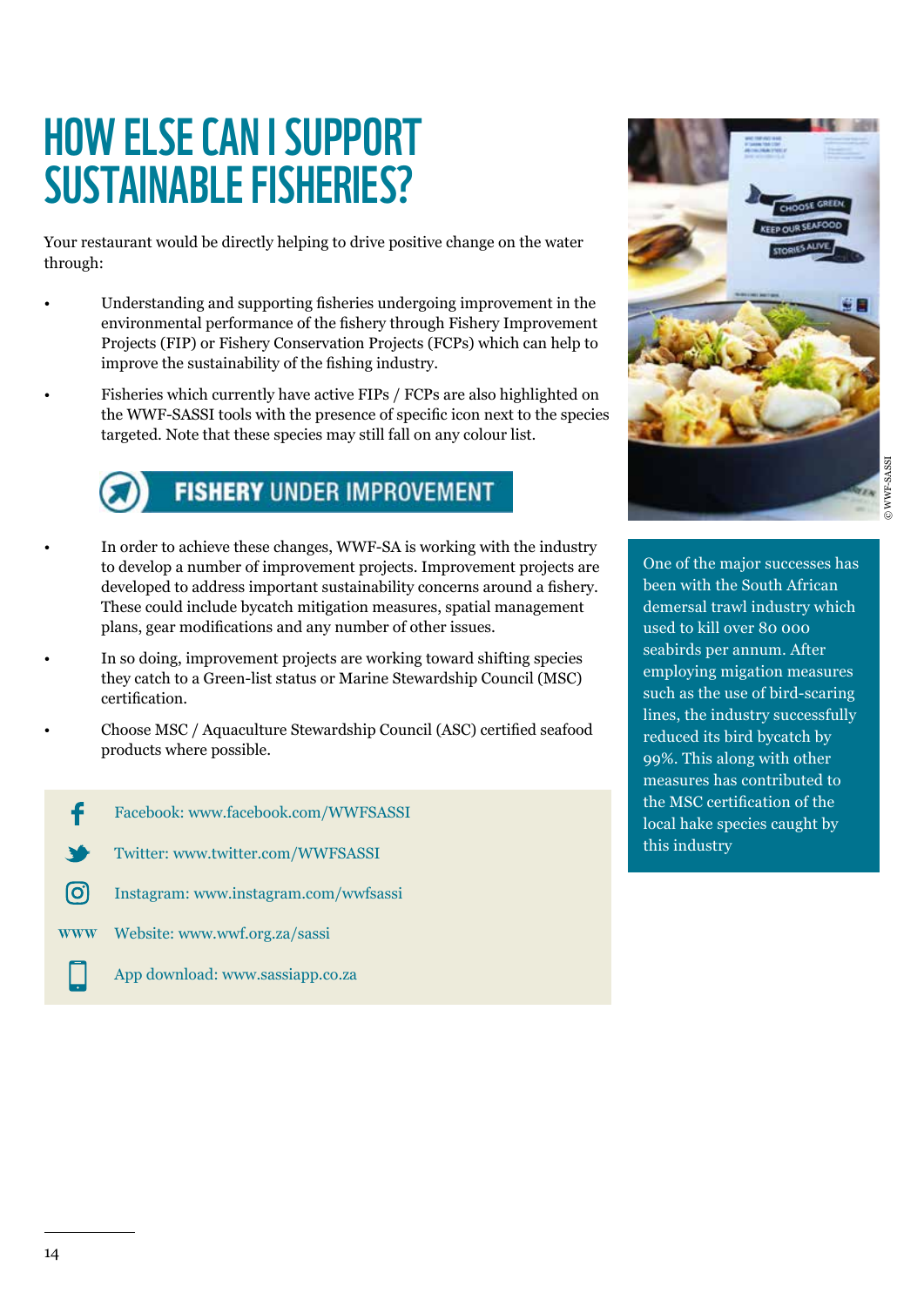# HOW ELSE CAN I SUPPORT SUSTAINABLE FISHERIES?

Your restaurant would be directly helping to drive positive change on the water through:

- Understanding and supporting fisheries undergoing improvement in the environmental performance of the fishery through Fishery Improvement Projects (FIP) or Fishery Conservation Projects (FCPs) which can help to improve the sustainability of the fishing industry.
- Fisheries which currently have active FIPs / FCPs are also highlighted on the WWF-SASSI tools with the presence of specific icon next to the species targeted. Note that these species may still fall on any colour list.

**FISHERY** UNDER IMPROVEMENT

- In order to achieve these changes, WWF-SA is working with the industry to develop a number of improvement projects. Improvement projects are developed to address important sustainability concerns around a fishery. These could include bycatch mitigation measures, spatial management plans, gear modifications and any number of other issues.
- In so doing, improvement projects are working toward shifting species they catch to a Green-list status or Marine Stewardship Council (MSC) certification.
- Choose MSC / Aquaculture Stewardship Council (ASC) certified seafood products where possible.

Facebook: www.facebook.com/WWFSASSI

Twitter: www.twitter.com/WWFSASSI

Instagram: www.instagram.com/wwfsassi

Website: www.wwf.org.za/sassi

App download: www.sassiapp.co.za

© WWF-SASSI

One of the major successes has been with the South African demersal trawl industry which used to kill over 80 000 seabirds per annum. After employing migation measures such as the use of bird-scaring lines, the industry successfully reduced its bird bycatch by 99%. This along with other measures has contributed to the MSC certification of the local hake species caught by this industry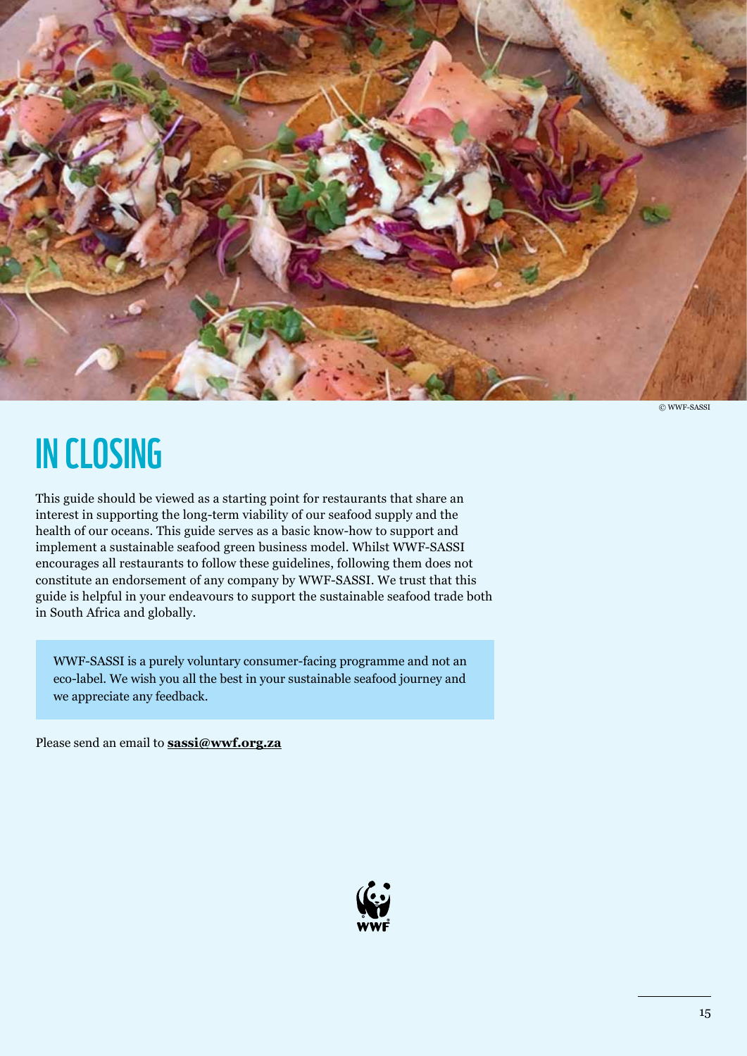© WWF-SASSI

# IN CLOSING

This guide should be viewed as a starting point for restaurants that share an interest in supporting the long-term viability of our seafood supply and the health of our oceans. This guide serves as a basic know-how to support and implement a sustainable seafood green business model. Whilst WWF-SASSI encourages all restaurants to follow these guidelines, following them does not constitute an endorsement of any company by WWF-SASSI. We trust that this guide is helpful in your endeavours to support the sustainable seafood trade both in South Africa and globally.

WWF-SASSI is a purely voluntary consumer-facing programme and not an eco-label. We wish you all the best in your sustainable seafood journey and we appreciate any feedback.

Please send an email to **sassi@wwf.org.za**

WWF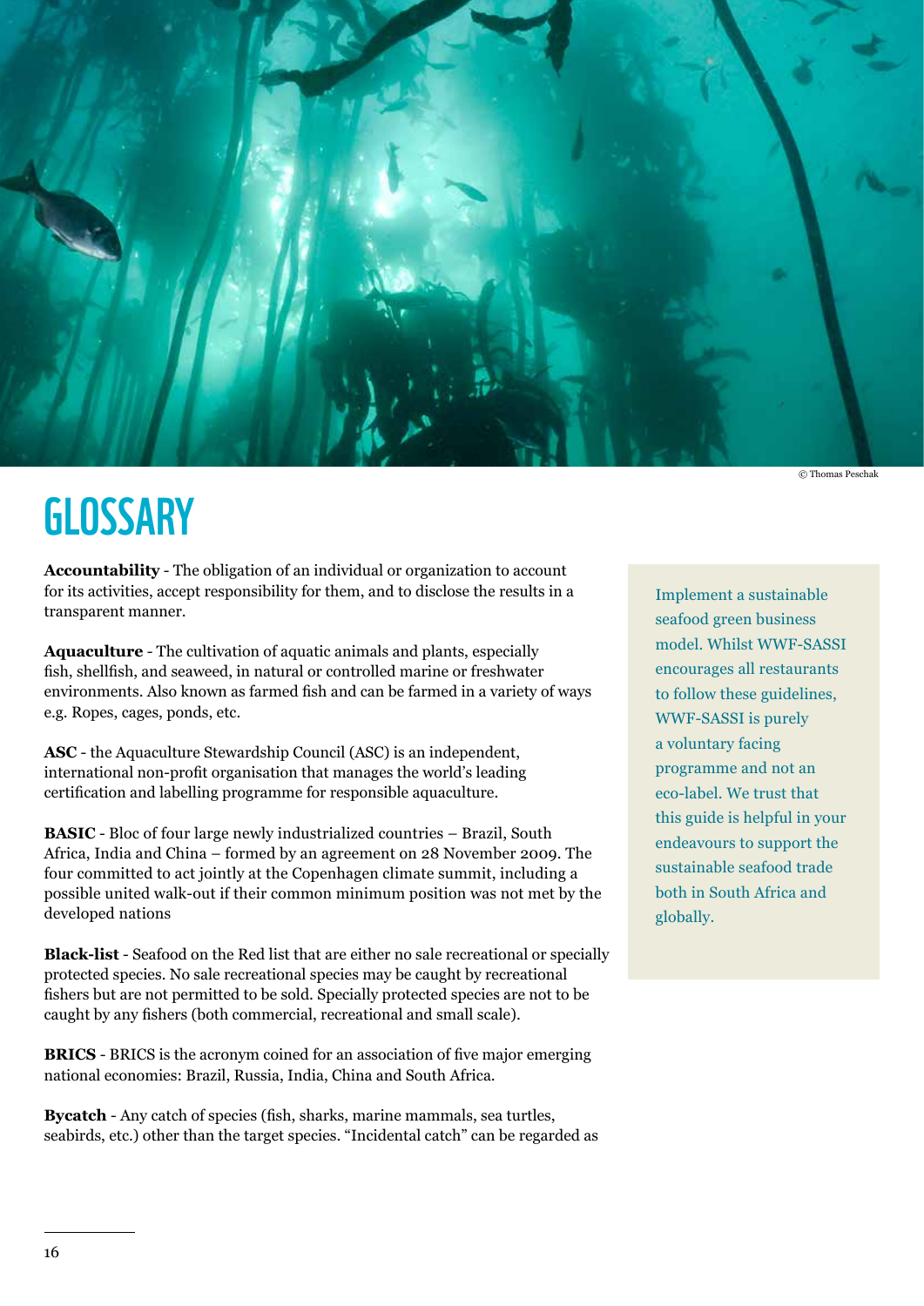© Thomas Peschak

# GLOSSARY

**Accountability** - The obligation of an individual or organization to account for its activities, accept responsibility for them, and to disclose the results in a transparent manner.

**Aquaculture** - The cultivation of aquatic animals and plants, especially fish, shellfish, and seaweed, in natural or controlled marine or freshwater environments. Also known as farmed fish and can be farmed in a variety of ways e.g. Ropes, cages, ponds, etc.

**ASC** - the Aquaculture Stewardship Council (ASC) is an independent, international non-profit organisation that manages the world's leading certification and labelling programme for responsible aquaculture.

**BASIC** - Bloc of four large newly industrialized countries – Brazil, South Africa, India and China – formed by an agreement on 28 November 2009. The four committed to act jointly at the Copenhagen climate summit, including a possible united walk-out if their common minimum position was not met by the developed nations

**Black-list** - Seafood on the Red list that are either no sale recreational or specially protected species. No sale recreational species may be caught by recreational fishers but are not permitted to be sold. Specially protected species are not to be caught by any fishers (both commercial, recreational and small scale).

**BRICS** - BRICS is the acronym coined for an association of five major emerging national economies: Brazil, Russia, India, China and South Africa.

**Bycatch** - Any catch of species (fish, sharks, marine mammals, sea turtles, seabirds, etc.) other than the target species. "Incidental catch" can be regarded as

Implement a sustainable seafood green business model. Whilst WWF-SASSI encourages all restaurants to follow these guidelines, WWF-SASSI is purely a voluntary facing programme and not an eco-label. We trust that this guide is helpful in your endeavours to support the sustainable seafood trade both in South Africa and globally.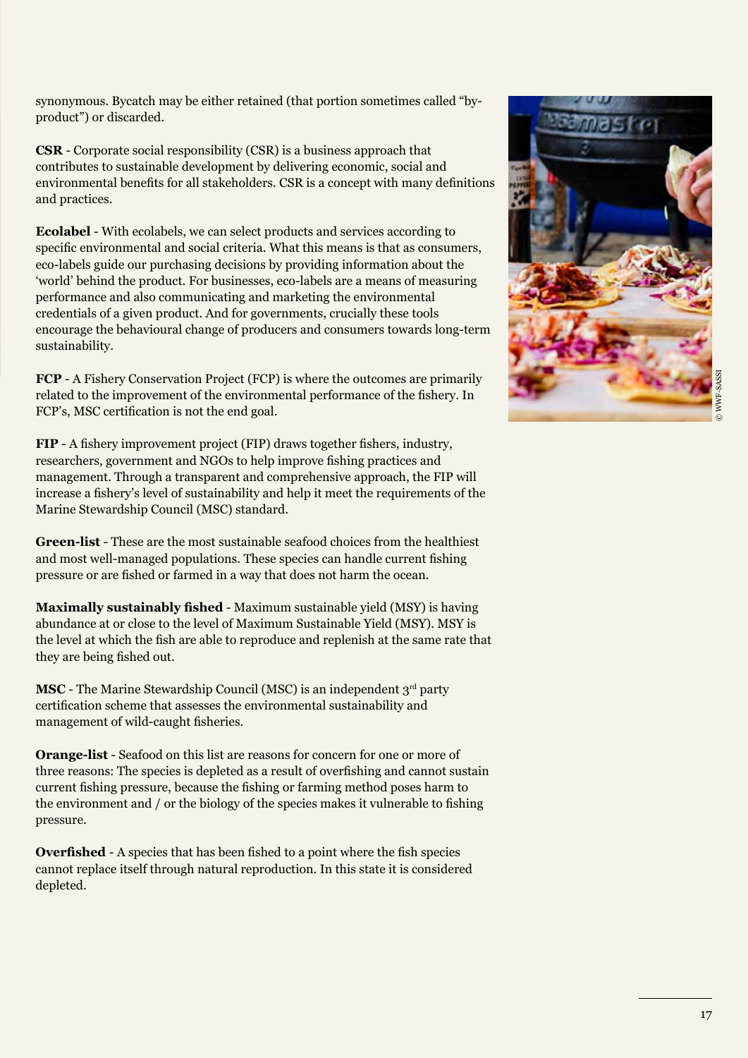synonymous. Bycatch may be either retained (that portion sometimes called "by-product") or discarded.

**CSR** - Corporate social responsibility (CSR) is a business approach that contributes to sustainable development by delivering economic, social and environmental benefits for all stakeholders. CSR is a concept with many definitions and practices.

**Ecolabel** - With ecolabels, we can select products and services according to specific environmental and social criteria. What this means is that as consumers, eco-labels guide our purchasing decisions by providing information about the 'world' behind the product. For businesses, eco-labels are a means of measuring performance and also communicating and marketing the environmental credentials of a given product. And for governments, crucially these tools encourage the behavioural change of producers and consumers towards long-term sustainability.

**FCP** - A Fishery Conservation Project (FCP) is where the outcomes are primarily related to the improvement of the environmental performance of the fishery. In FCP's, MSC certification is not the end goal.

**FIP** - A fishery improvement project (FIP) draws together fishers, industry, researchers, government and NGOs to help improve fishing practices and management. Through a transparent and comprehensive approach, the FIP will increase a fishery's level of sustainability and help it meet the requirements of the Marine Stewardship Council (MSC) standard.

**Green-list** - These are the most sustainable seafood choices from the healthiest and most well-managed populations. These species can handle current fishing pressure or are fished or farmed in a way that does not harm the ocean.

**Maximally sustainably fished** - Maximum sustainable yield (MSY) is having abundance at or close to the level of Maximum Sustainable Yield (MSY). MSY is the level at which the fish are able to reproduce and replenish at the same rate that they are being fished out.

**MSC** - The Marine Stewardship Council (MSC) is an independent 3rd party certification scheme that assesses the environmental sustainability and management of wild-caught fisheries.

**Orange-list** - Seafood on this list are reasons for concern for one or more of three reasons: The species is depleted as a result of overfishing and cannot sustain current fishing pressure, because the fishing or farming method poses harm to the environment and / or the biology of the species makes it vulnerable to fishing pressure.

**Overfished** - A species that has been fished to a point where the fish species cannot replace itself through natural reproduction. In this state it is considered depleted.

© WWF-SASSI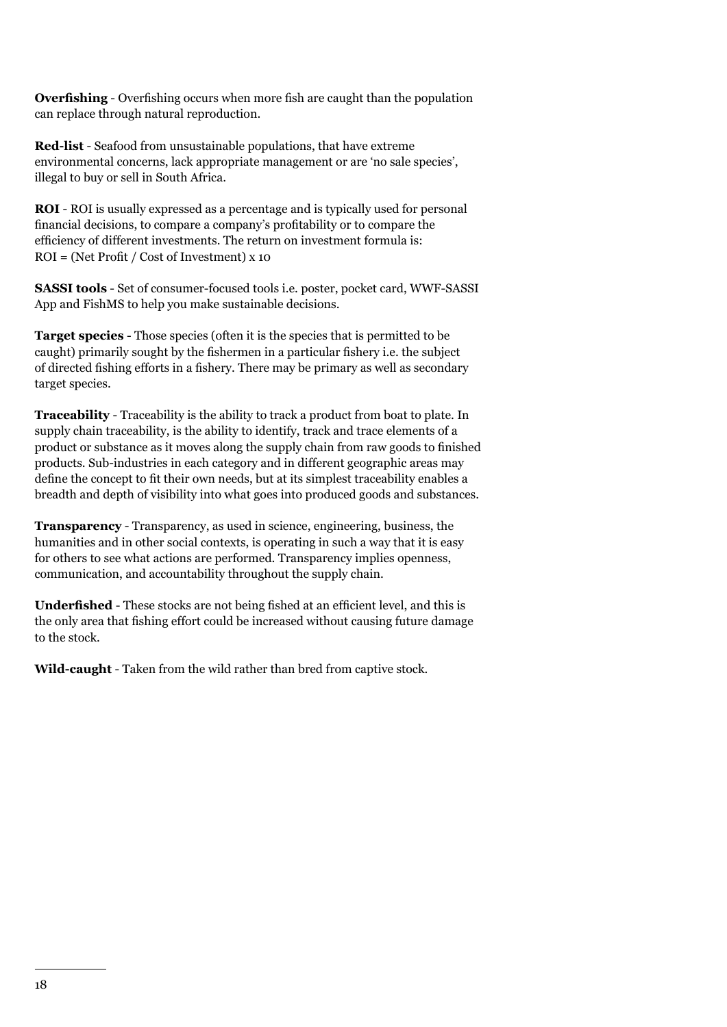**Overfishing** - Overfishing occurs when more fish are caught than the population can replace through natural reproduction.

**Red-list** - Seafood from unsustainable populations, that have extreme environmental concerns, lack appropriate management or are 'no sale species', illegal to buy or sell in South Africa.

**ROI** - ROI is usually expressed as a percentage and is typically used for personal financial decisions, to compare a company's profitability or to compare the efficiency of different investments. The return on investment formula is: ROI = (Net Profit / Cost of Investment) x 10

**SASSI tools** - Set of consumer-focused tools i.e. poster, pocket card, WWF-SASSI App and FishMS to help you make sustainable decisions.

**Target species** - Those species (often it is the species that is permitted to be caught) primarily sought by the fishermen in a particular fishery i.e. the subject of directed fishing efforts in a fishery. There may be primary as well as secondary target species.

**Traceability** - Traceability is the ability to track a product from boat to plate. In supply chain traceability, is the ability to identify, track and trace elements of a product or substance as it moves along the supply chain from raw goods to finished products. Sub-industries in each category and in different geographic areas may define the concept to fit their own needs, but at its simplest traceability enables a breadth and depth of visibility into what goes into produced goods and substances.

**Transparency** - Transparency, as used in science, engineering, business, the humanities and in other social contexts, is operating in such a way that it is easy for others to see what actions are performed. Transparency implies openness, communication, and accountability throughout the supply chain.

**Underfished** - These stocks are not being fished at an efficient level, and this is the only area that fishing effort could be increased without causing future damage to the stock.

**Wild-caught** - Taken from the wild rather than bred from captive stock.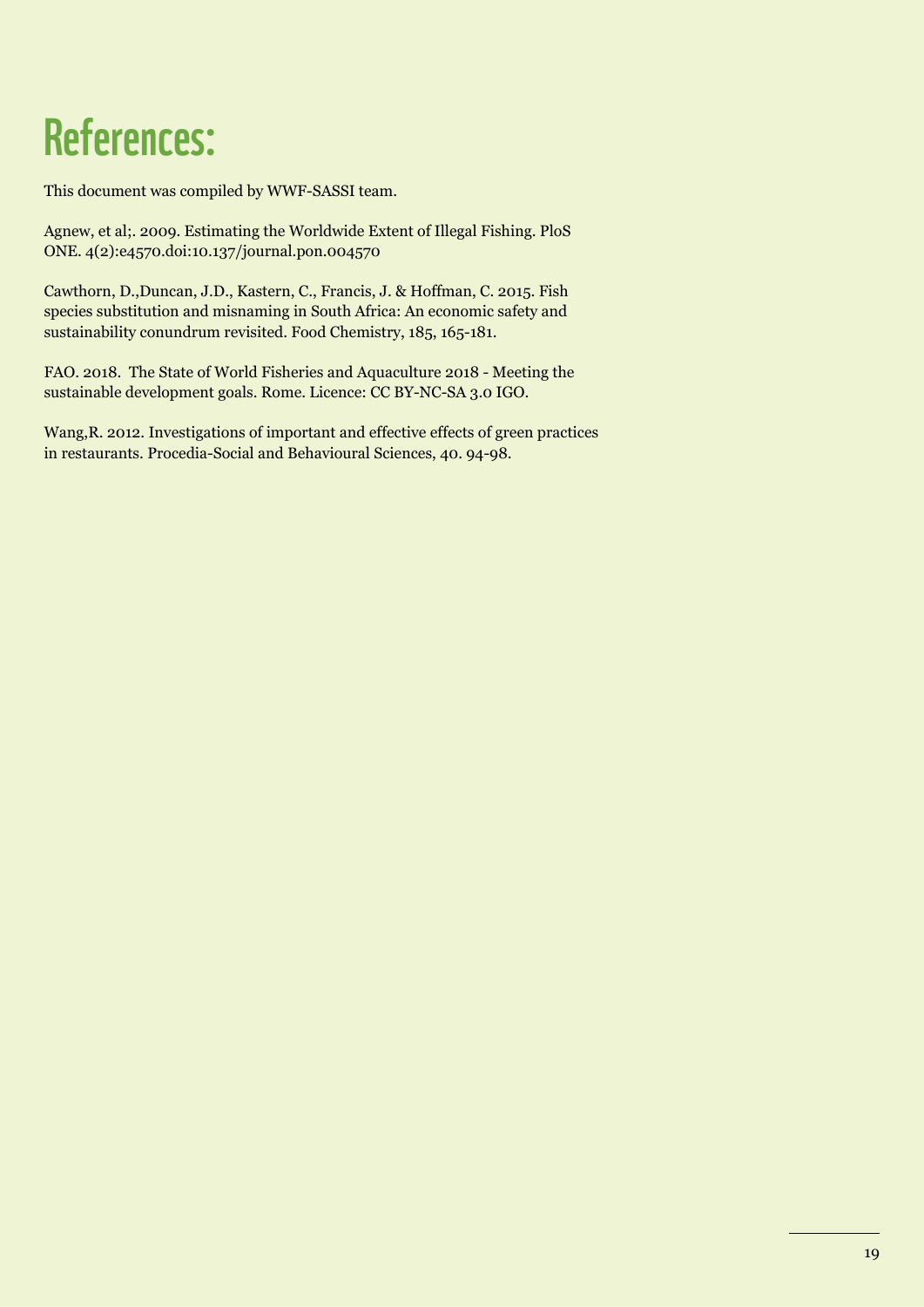# References:

This document was compiled by WWF-SASSI team.

Agnew, et al;. 2009. Estimating the Worldwide Extent of Illegal Fishing. PloS ONE. 4(2):e4570.doi:10.137/journal.pon.004570

Cawthorn, D.,Duncan, J.D., Kastern, C., Francis, J. & Hoffman, C. 2015. Fish species substitution and misnaming in South Africa: An economic safety and sustainability conundrum revisited. Food Chemistry, 185, 165-181.

FAO. 2018. The State of World Fisheries and Aquaculture 2018 - Meeting the sustainable development goals. Rome. Licence: CC BY-NC-SA 3.0 IGO.

Wang,R. 2012. Investigations of important and effective effects of green practices in restaurants. Procedia-Social and Behavioural Sciences, 40. 94-98.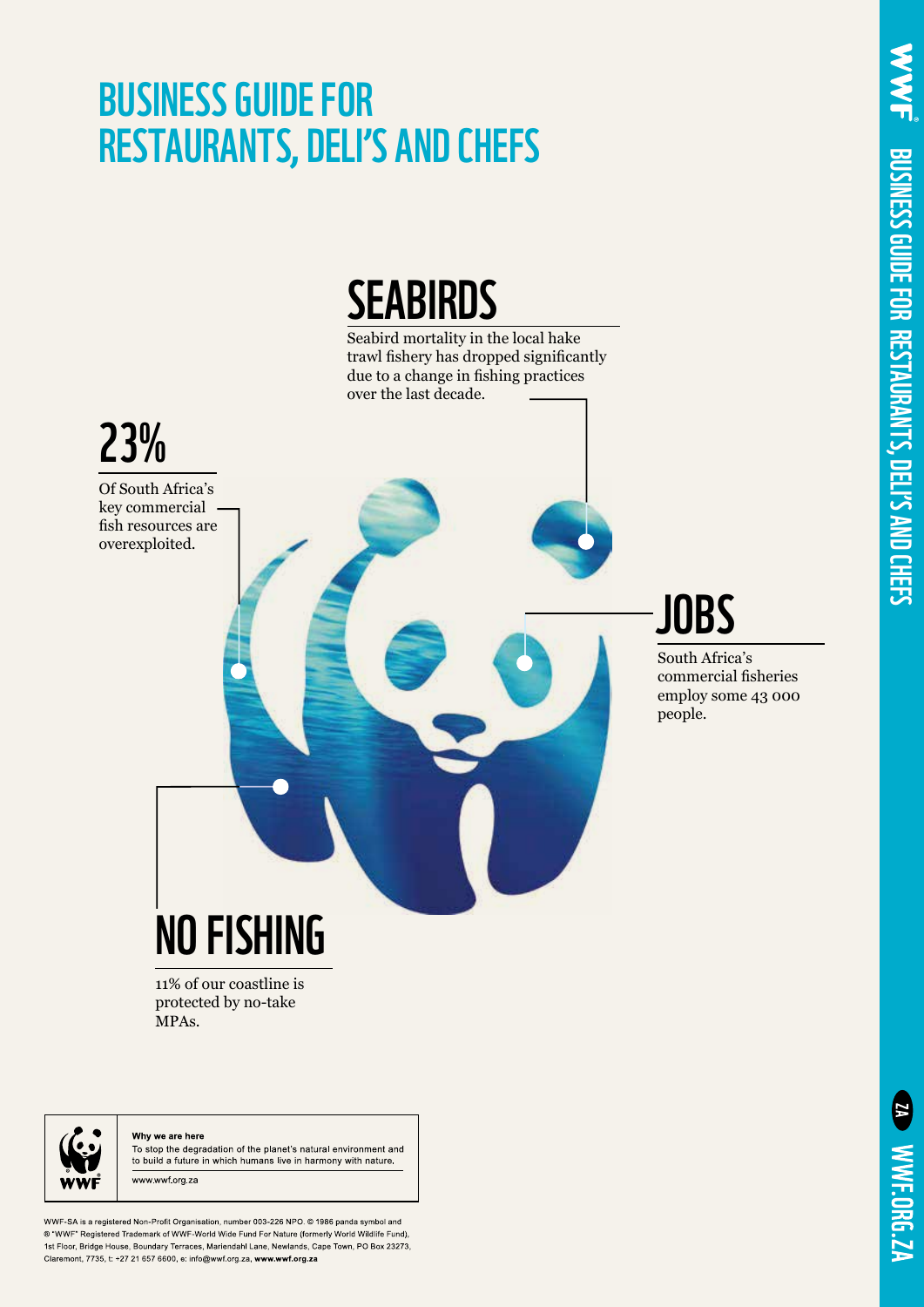# BUSINESS GUIDE FOR RESTAURANTS, DELI'S AND CHEFS

## SEABIRDS

Seabird mortality in the local hake trawl fishery has dropped significantly due to a change in fishing practices over the last decade.

## 23%

Of South Africa's key commercial fish resources are overexploited.

## JOBS

South Africa's commercial fisheries employ some 43 000 people.

## NO FISHING

11% of our coastline is protected by no-take MPAs.

**Why we are here**

To stop the degradation of the planet's natural environment and to build a future in which humans live in harmony with nature.

www.wwf.org.za

WWF-SA is a registered Non-Profit Organisation, number 003-226 NPO. © 1986 panda symbol and ® "WWF" Registered Trademark of WWF-World Wide Fund For Nature (formerly World Wildlife Fund), 1st Floor, Bridge House, Boundary Terraces, Mariendahl Lane, Newlands, Cape Town, PO Box 23273, Claremont, 7735, t: +27 21 657 6600, e: info@wwf.org.za, **www.wwf.org.za**

WWF BUSINESS GUIDE FOR RESTAURANTS, DELI'S AND CHEFS

ZA WWF.ORG.ZA